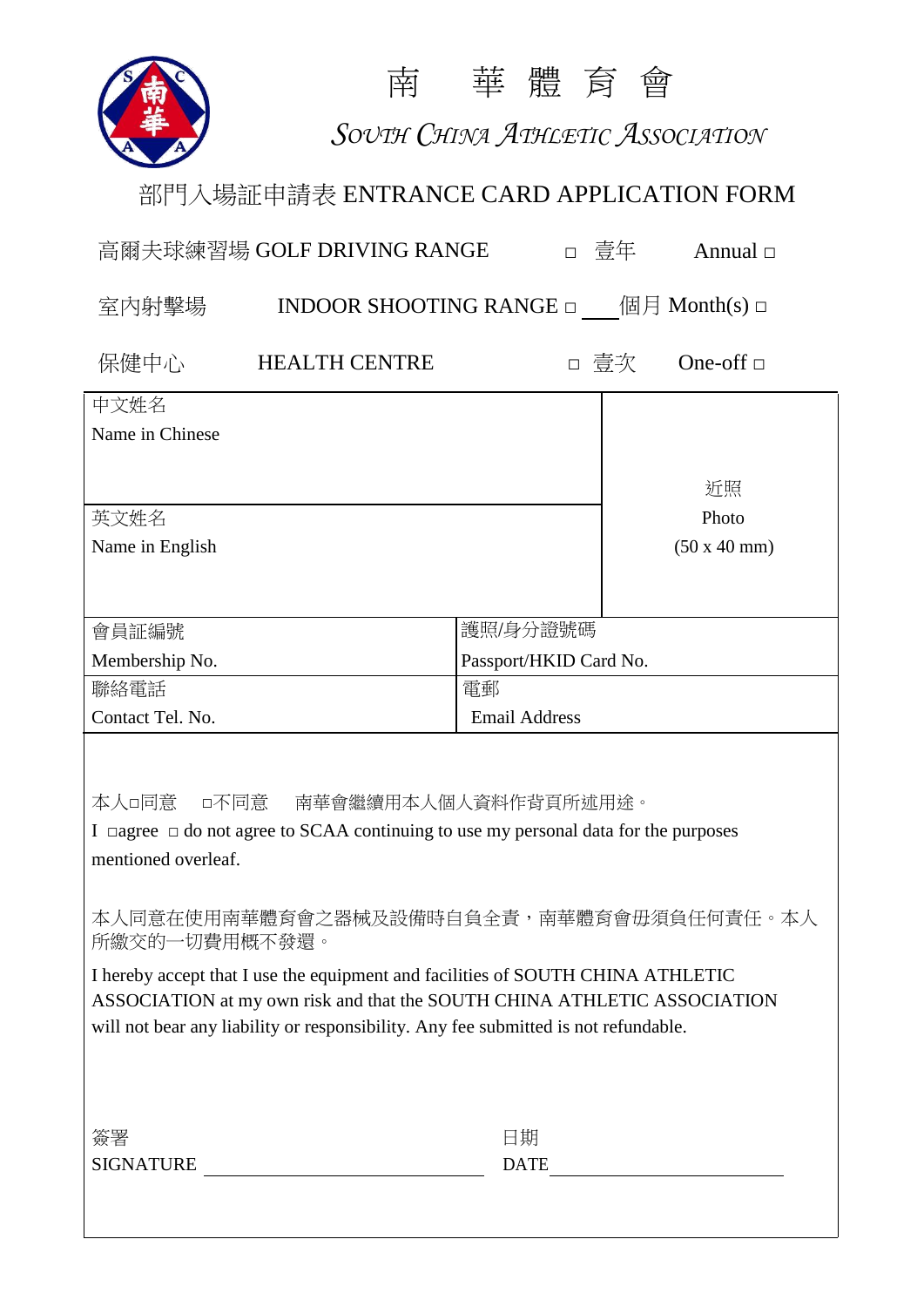# 南 華體育會

## *SOUTH CHINA ATHLETIC ASSOCIATION*

## 部門入場証申請表 ENTRANCE CARD APPLICATION FORM

高爾夫球練習場 GOLF DRIVING RANGE □ 壹年 Annual □

室內射擊場 INDOOR SHOOTING RANGE □ ___個月 Month(s) □

保健中心 HEALTH CENTRE □ 壹次 One-off □

| 中文姓名<br>Name in Chinese | | 近照<br>Photo<br>(50 x 40 mm) |
|---|---|---|
| 英文姓名<br>Name in English | | |
| 會員証編號<br>Membership No. | 護照/身分證號碼<br>Passport/HKID Card No. | |
| 聯絡電話<br>Contact Tel. No. | 電郵<br>Email Address | |

本人□同意 □不同意 南華會繼續用本人個人資料作背頁所述用途。
I □agree □ do not agree to SCAA continuing to use my personal data for the purposes mentioned overleaf.

本人同意在使用南華體育會之器械及設備時自負全責，南華體育會毋須負任何責任。本人所繳交的一切費用概不發還。

I hereby accept that I use the equipment and facilities of SOUTH CHINA ATHLETIC ASSOCIATION at my own risk and that the SOUTH CHINA ATHLETIC ASSOCIATION will not bear any liability or responsibility. Any fee submitted is not refundable.

簽署
SIGNATURE ____________________

日期
DATE ____________________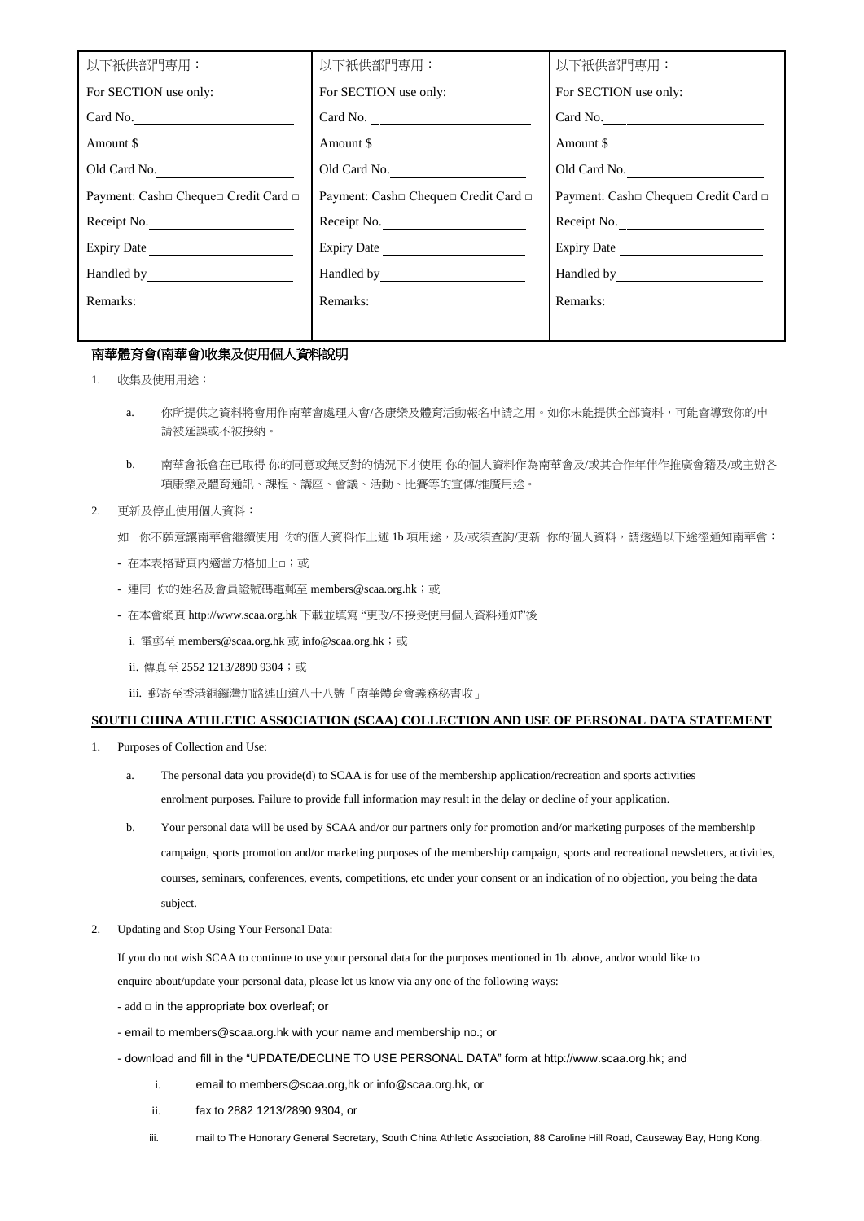| 以下祇供部門專用： | 以下祇供部門專用： | 以下祇供部門專用： |
|---|---|---|
| For SECTION use only: | For SECTION use only: | For SECTION use only: |
| Card No.\_\_\_\_\_\_\_\_\_\_\_\_\_\_ | Card No. \_\_\_\_\_\_\_\_\_\_\_\_\_\_ | Card No.\_\_\_\_\_\_\_\_\_\_\_\_\_\_ |
| Amount $\_\_\_\_\_\_\_\_\_\_\_\_\_\_ | Amount $\_\_\_\_\_\_\_\_\_\_\_\_\_\_ | Amount $\_\_\_\_\_\_\_\_\_\_\_\_\_\_ |
| Old Card No.\_\_\_\_\_\_\_\_\_\_\_\_\_\_ | Old Card No.\_\_\_\_\_\_\_\_\_\_\_\_\_\_ | Old Card No.\_\_\_\_\_\_\_\_\_\_\_\_\_\_ |
| Payment: Cash□ Cheque□ Credit Card □ | Payment: Cash□ Cheque□ Credit Card □ | Payment: Cash□ Cheque□ Credit Card □ |
| Receipt No.\_\_\_\_\_\_\_\_\_\_\_\_\_\_ | Receipt No.\_\_\_\_\_\_\_\_\_\_\_\_\_\_ | Receipt No.\_\_\_\_\_\_\_\_\_\_\_\_\_\_ |
| Expiry Date \_\_\_\_\_\_\_\_\_\_\_\_\_\_ | Expiry Date \_\_\_\_\_\_\_\_\_\_\_\_\_\_ | Expiry Date \_\_\_\_\_\_\_\_\_\_\_\_\_\_ |
| Handled by\_\_\_\_\_\_\_\_\_\_\_\_\_\_ | Handled by\_\_\_\_\_\_\_\_\_\_\_\_\_\_ | Handled by\_\_\_\_\_\_\_\_\_\_\_\_\_\_ |
| Remarks: | Remarks: | Remarks: |

**南華體育會(南華會)收集及使用個人資料說明**

1. 收集及使用用途：

   a. 你所提供之資料將會用作南華會處理入會/各康樂及體育活動報名申請之用。如你未能提供全部資料，可能會導致你的申請被延誤或不被接納。

   b. 南華會祇會在已取得 你的同意或無反對的情況下才使用 你的個人資料作為南華會及/或其合作年伴作推廣會籍及/或主辦各項康樂及體育通訊、課程、講座、會議、活動、比賽等的宣傳/推廣用途。

2. 更新及停止使用個人資料：

   如 你不願意讓南華會繼續使用 你的個人資料作上述 1b 項用途，及/或須查詢/更新 你的個人資料，請透過以下途徑通知南華會：

   - 在本表格背頁內適當方格加上□；或
   - 連同 你的姓名及會員證號碼電郵至 members@scaa.org.hk；或
   - 在本會網頁 http://www.scaa.org.hk 下載並填寫 "更改/不接受使用個人資料通知"後

     i. 電郵至 members@scaa.org.hk 或 info@scaa.org.hk；或

     ii. 傳真至 2552 1213/2890 9304；或

     iii. 郵寄至香港銅鑼灣加路連山道八十八號「南華體育會義務秘書收」

**SOUTH CHINA ATHLETIC ASSOCIATION (SCAA) COLLECTION AND USE OF PERSONAL DATA STATEMENT**

1. Purposes of Collection and Use:

   a. The personal data you provide(d) to SCAA is for use of the membership application/recreation and sports activities enrolment purposes. Failure to provide full information may result in the delay or decline of your application.

   b. Your personal data will be used by SCAA and/or our partners only for promotion and/or marketing purposes of the membership campaign, sports promotion and/or marketing purposes of the membership campaign, sports and recreational newsletters, activities, courses, seminars, conferences, events, competitions, etc under your consent or an indication of no objection, you being the data subject.

2. Updating and Stop Using Your Personal Data:

   If you do not wish SCAA to continue to use your personal data for the purposes mentioned in 1b. above, and/or would like to enquire about/update your personal data, please let us know via any one of the following ways:

   - add □ in the appropriate box overleaf; or
   - email to members@scaa.org.hk with your name and membership no.; or
   - download and fill in the "UPDATE/DECLINE TO USE PERSONAL DATA" form at http://www.scaa.org.hk; and

     i. email to members@scaa.org,hk or info@scaa.org.hk, or

     ii. fax to 2882 1213/2890 9304, or

     iii. mail to The Honorary General Secretary, South China Athletic Association, 88 Caroline Hill Road, Causeway Bay, Hong Kong.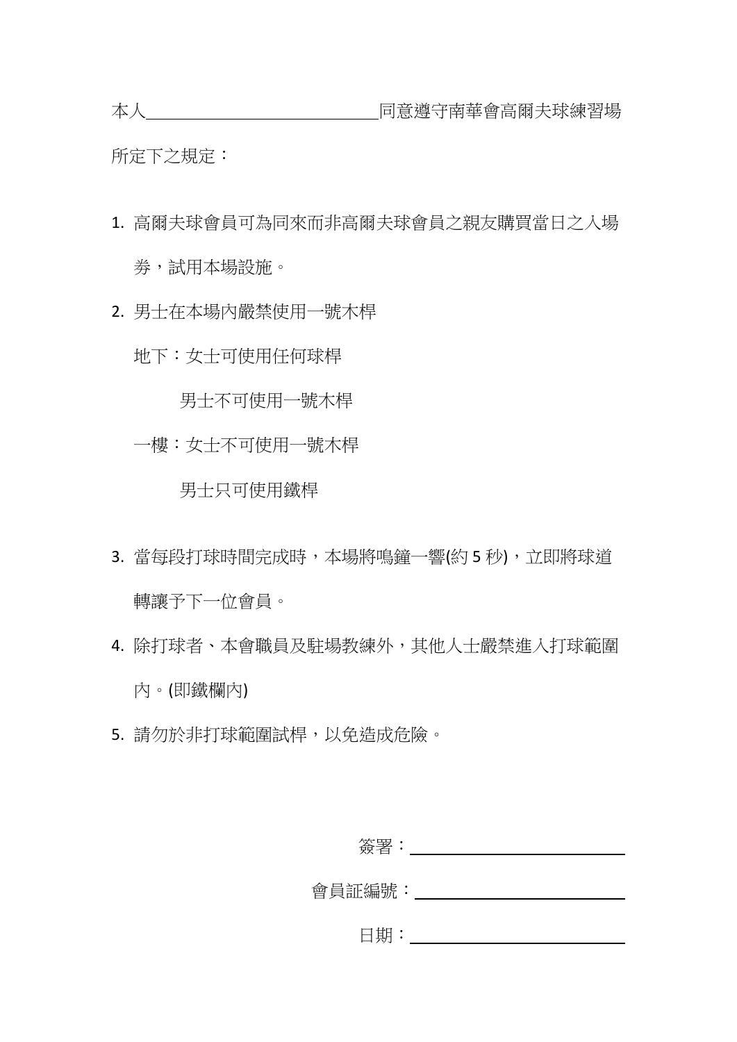本人____________________________同意遵守南華會高爾夫球練習場所定下之規定：

1. 高爾夫球會員可為同來而非高爾夫球會員之親友購買當日之入場券，試用本場設施。
2. 男士在本場內嚴禁使用一號木桿

   地下：女士可使用任何球桿

   　　　男士不可使用一號木桿

   一樓：女士不可使用一號木桿

   　　　男士只可使用鐵桿

3. 當每段打球時間完成時，本場將鳴鐘一響(約 5 秒)，立即將球道轉讓予下一位會員。
4. 除打球者、本會職員及駐場教練外，其他人士嚴禁進入打球範圍內。(即鐵欄內)
5. 請勿於非打球範圍試桿，以免造成危險。

簽署：____________________________

會員証編號：____________________________

日期：____________________________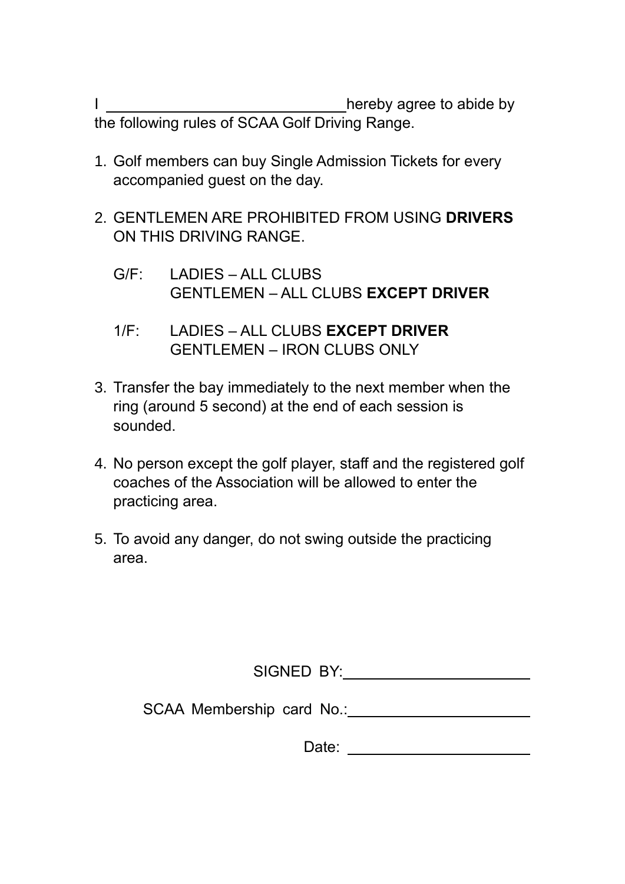I ____________________________ hereby agree to abide by the following rules of SCAA Golf Driving Range.

1. Golf members can buy Single Admission Tickets for every accompanied guest on the day.

2. GENTLEMEN ARE PROHIBITED FROM USING **DRIVERS** ON THIS DRIVING RANGE.

   G/F: LADIES – ALL CLUBS
   GENTLEMEN – ALL CLUBS **EXCEPT DRIVER**

   1/F: LADIES – ALL CLUBS **EXCEPT DRIVER**
   GENTLEMEN – IRON CLUBS ONLY

3. Transfer the bay immediately to the next member when the ring (around 5 second) at the end of each session is sounded.

4. No person except the golf player, staff and the registered golf coaches of the Association will be allowed to enter the practicing area.

5. To avoid any danger, do not swing outside the practicing area.

SIGNED BY: ______________________

SCAA Membership card No.: ______________________

Date: ______________________